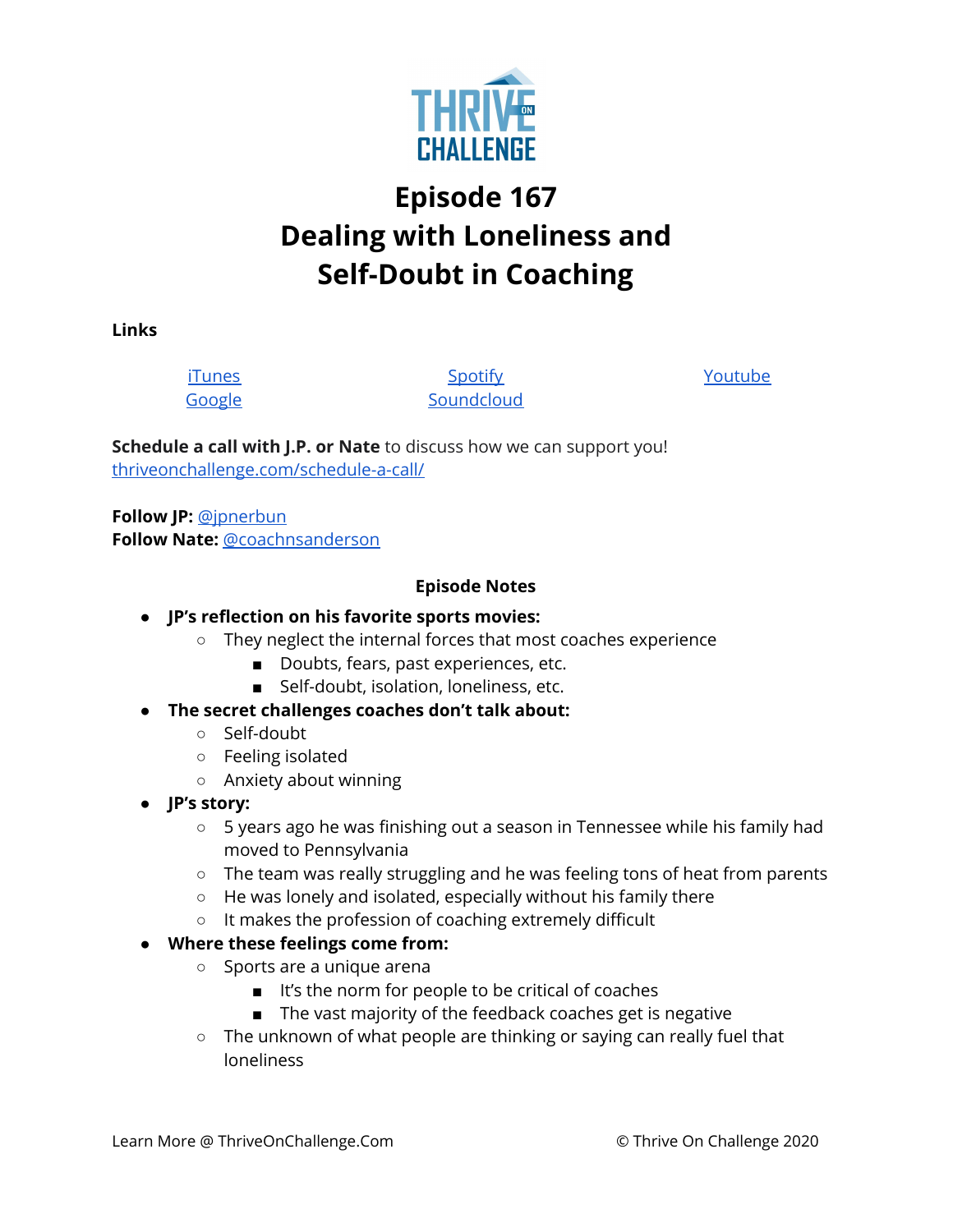# Episode 167
# Dealing with Loneliness and Self-Doubt in Coaching

**Links**

iTunes
Google
Spotify
Soundcloud
Youtube

**Schedule a call with J.P. or Nate** to discuss how we can support you!
thriveonchallenge.com/schedule-a-call/

**Follow JP:** @jpnerbun
**Follow Nate:** @coachnsanderson

**Episode Notes**

- **JP's reflection on his favorite sports movies:**
  - They neglect the internal forces that most coaches experience
    - Doubts, fears, past experiences, etc.
    - Self-doubt, isolation, loneliness, etc.
- **The secret challenges coaches don't talk about:**
  - Self-doubt
  - Feeling isolated
  - Anxiety about winning
- **JP's story:**
  - 5 years ago he was finishing out a season in Tennessee while his family had moved to Pennsylvania
  - The team was really struggling and he was feeling tons of heat from parents
  - He was lonely and isolated, especially without his family there
  - It makes the profession of coaching extremely difficult
- **Where these feelings come from:**
  - Sports are a unique arena
    - It's the norm for people to be critical of coaches
    - The vast majority of the feedback coaches get is negative
  - The unknown of what people are thinking or saying can really fuel that loneliness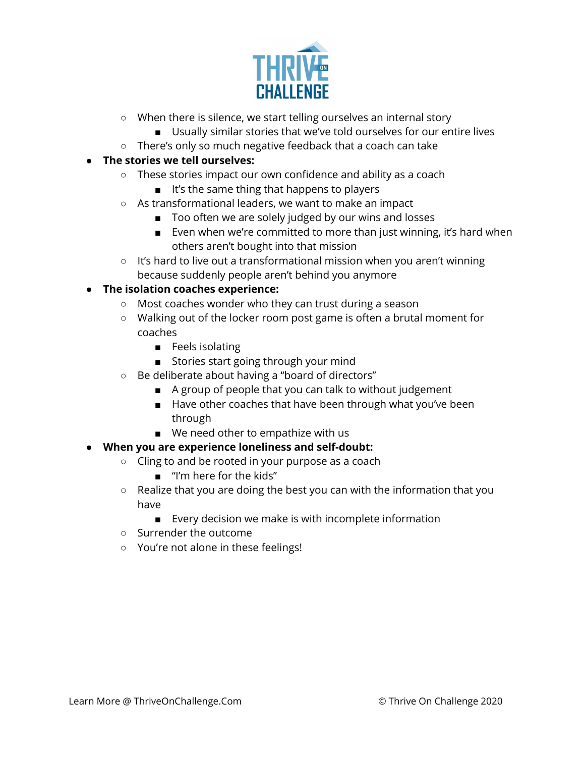- When there is silence, we start telling ourselves an internal story
  - Usually similar stories that we've told ourselves for our entire lives
- There's only so much negative feedback that a coach can take

- **The stories we tell ourselves:**
  - These stories impact our own confidence and ability as a coach
    - It's the same thing that happens to players
  - As transformational leaders, we want to make an impact
    - Too often we are solely judged by our wins and losses
    - Even when we're committed to more than just winning, it's hard when others aren't bought into that mission
  - It's hard to live out a transformational mission when you aren't winning because suddenly people aren't behind you anymore
- **The isolation coaches experience:**
  - Most coaches wonder who they can trust during a season
  - Walking out of the locker room post game is often a brutal moment for coaches
    - Feels isolating
    - Stories start going through your mind
  - Be deliberate about having a "board of directors"
    - A group of people that you can talk to without judgement
    - Have other coaches that have been through what you've been through
    - We need other to empathize with us
- **When you are experience loneliness and self-doubt:**
  - Cling to and be rooted in your purpose as a coach
    - "I'm here for the kids"
  - Realize that you are doing the best you can with the information that you have
    - Every decision we make is with incomplete information
  - Surrender the outcome
  - You're not alone in these feelings!